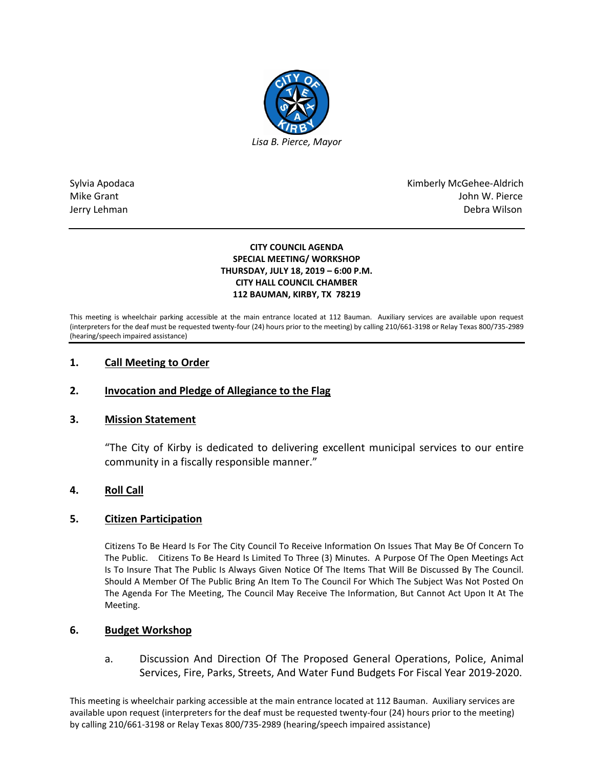*Lisa B. Pierce, Mayor*

Sylvia Apodaca
Mike Grant
Jerry Lehman

Kimberly McGehee-Aldrich
John W. Pierce
Debra Wilson

**CITY COUNCIL AGENDA**
**SPECIAL MEETING/ WORKSHOP**
**THURSDAY, JULY 18, 2019 – 6:00 P.M.**
**CITY HALL COUNCIL CHAMBER**
**112 BAUMAN, KIRBY, TX 78219**

This meeting is wheelchair parking accessible at the main entrance located at 112 Bauman. Auxiliary services are available upon request (interpreters for the deaf must be requested twenty-four (24) hours prior to the meeting) by calling 210/661-3198 or Relay Texas 800/735-2989 (hearing/speech impaired assistance)

## 1. Call Meeting to Order

## 2. Invocation and Pledge of Allegiance to the Flag

## 3. Mission Statement

"The City of Kirby is dedicated to delivering excellent municipal services to our entire community in a fiscally responsible manner."

## 4. Roll Call

## 5. Citizen Participation

Citizens To Be Heard Is For The City Council To Receive Information On Issues That May Be Of Concern To The Public. Citizens To Be Heard Is Limited To Three (3) Minutes. A Purpose Of The Open Meetings Act Is To Insure That The Public Is Always Given Notice Of The Items That Will Be Discussed By The Council. Should A Member Of The Public Bring An Item To The Council For Which The Subject Was Not Posted On The Agenda For The Meeting, The Council May Receive The Information, But Cannot Act Upon It At The Meeting.

## 6. Budget Workshop

a. Discussion And Direction Of The Proposed General Operations, Police, Animal Services, Fire, Parks, Streets, And Water Fund Budgets For Fiscal Year 2019-2020.

This meeting is wheelchair parking accessible at the main entrance located at 112 Bauman. Auxiliary services are available upon request (interpreters for the deaf must be requested twenty-four (24) hours prior to the meeting) by calling 210/661-3198 or Relay Texas 800/735-2989 (hearing/speech impaired assistance)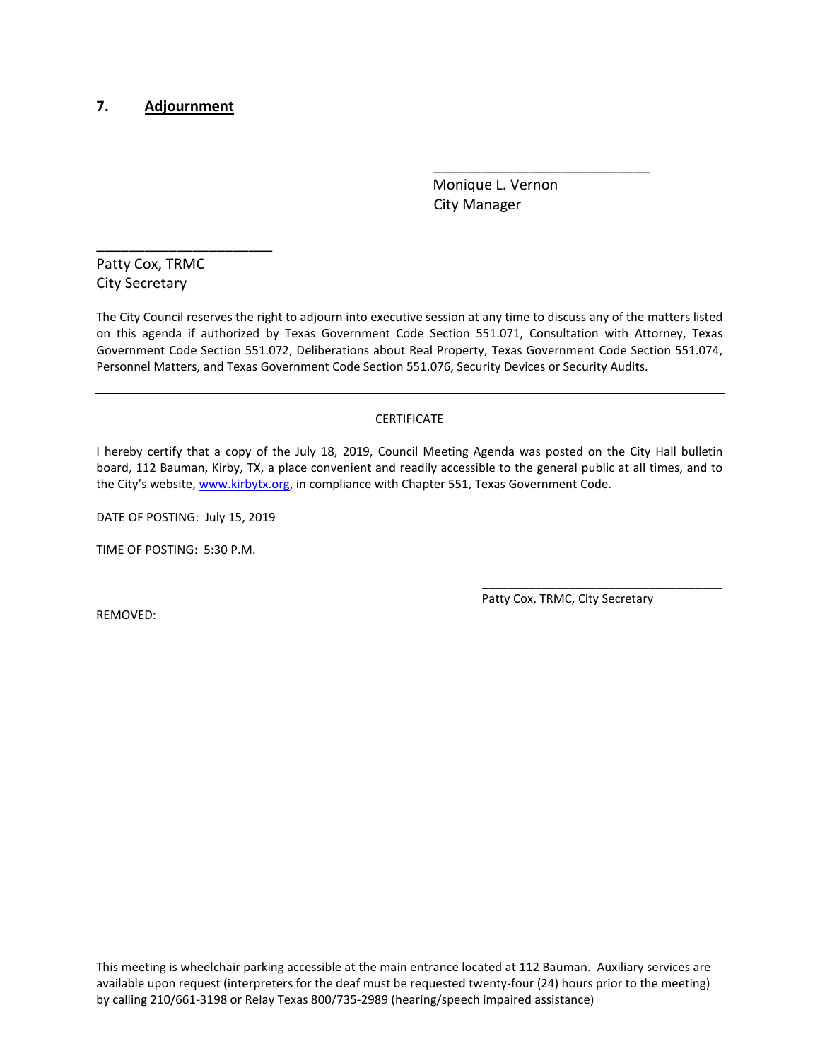## 7. **Adjourn­ment**

____________________________

Monique L. Vernon
City Manager

______________________

Patty Cox, TRMC
City Secretary

The City Council reserves the right to adjourn into executive session at any time to discuss any of the matters listed on this agenda if authorized by Texas Government Code Section 551.071, Consultation with Attorney, Texas Government Code Section 551.072, Deliberations about Real Property, Texas Government Code Section 551.074, Personnel Matters, and Texas Government Code Section 551.076, Security Devices or Security Audits.

---

CERTIFICATE

I hereby certify that a copy of the July 18, 2019, Council Meeting Agenda was posted on the City Hall bulletin board, 112 Bauman, Kirby, TX, a place convenient and readily accessible to the general public at all times, and to the City's website, [www.kirbytx.org](http://www.kirbytx.org), in compliance with Chapter 551, Texas Government Code.

DATE OF POSTING: July 15, 2019

TIME OF POSTING: 5:30 P.M.

________________________________

Patty Cox, TRMC, City Secretary

REMOVED:

This meeting is wheelchair parking accessible at the main entrance located at 112 Bauman. Auxiliary services are available upon request (interpreters for the deaf must be requested twenty-four (24) hours prior to the meeting) by calling 210/661-3198 or Relay Texas 800/735-2989 (hearing/speech impaired assistance)